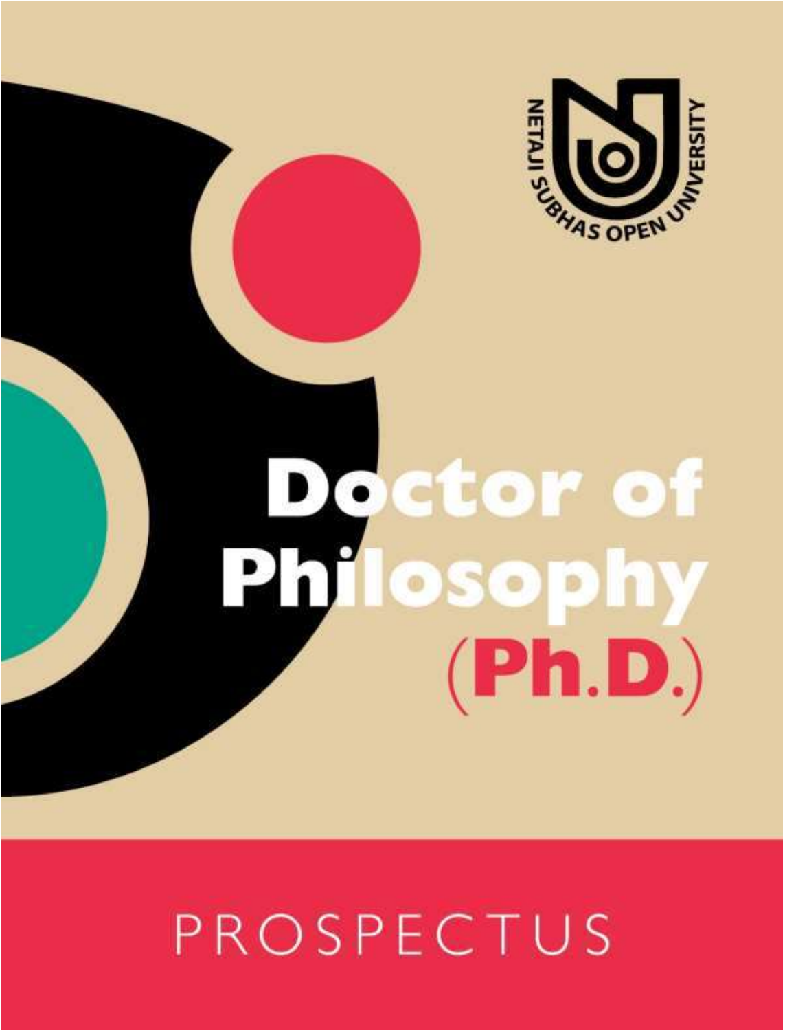NETAJI SUBHAS OPEN UNIVERSITY

# Doctor of Philosophy (Ph.D.)

## PROSPECTUS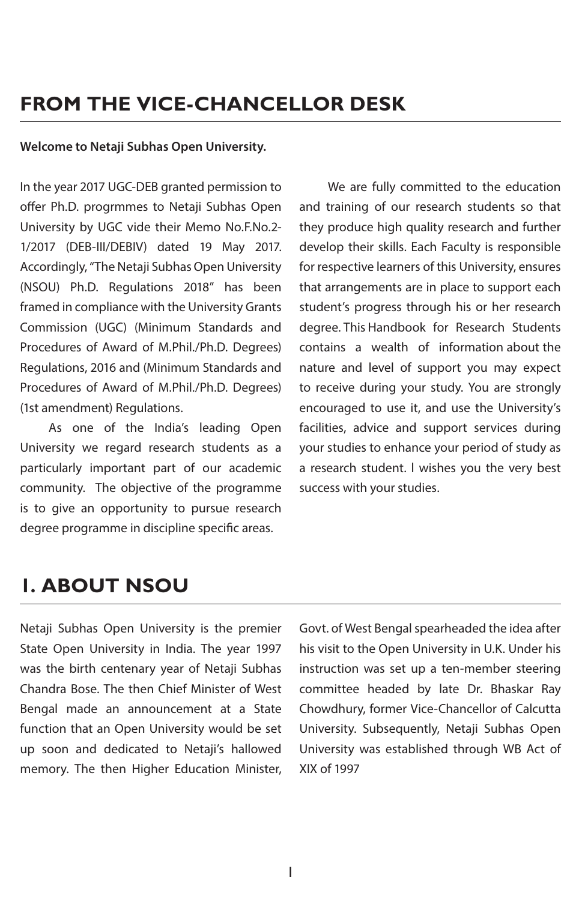## FROM THE VICE-CHANCELLOR DESK

**Welcome to Netaji Subhas Open University.**

In the year 2017 UGC-DEB granted permission to offer Ph.D. progrmmes to Netaji Subhas Open University by UGC vide their Memo No.F.No.2-1/2017 (DEB-III/DEBIV) dated 19 May 2017. Accordingly, "The Netaji Subhas Open University (NSOU) Ph.D. Regulations 2018" has been framed in compliance with the University Grants Commission (UGC) (Minimum Standards and Procedures of Award of M.Phil./Ph.D. Degrees) Regulations, 2016 and (Minimum Standards and Procedures of Award of M.Phil./Ph.D. Degrees) (1st amendment) Regulations.

As one of the India's leading Open University we regard research students as a particularly important part of our academic community. The objective of the programme is to give an opportunity to pursue research degree programme in discipline specific areas.

We are fully committed to the education and training of our research students so that they produce high quality research and further develop their skills. Each Faculty is responsible for respective learners of this University, ensures that arrangements are in place to support each student's progress through his or her research degree. This Handbook for Research Students contains a wealth of information about the nature and level of support you may expect to receive during your study. You are strongly encouraged to use it, and use the University's facilities, advice and support services during your studies to enhance your period of study as a research student. I wishes you the very best success with your studies.

## 1. ABOUT NSOU

Netaji Subhas Open University is the premier State Open University in India. The year 1997 was the birth centenary year of Netaji Subhas Chandra Bose. The then Chief Minister of West Bengal made an announcement at a State function that an Open University would be set up soon and dedicated to Netaji's hallowed memory. The then Higher Education Minister, Govt. of West Bengal spearheaded the idea after his visit to the Open University in U.K. Under his instruction was set up a ten-member steering committee headed by late Dr. Bhaskar Ray Chowdhury, former Vice-Chancellor of Calcutta University. Subsequently, Netaji Subhas Open University was established through WB Act of XIX of 1997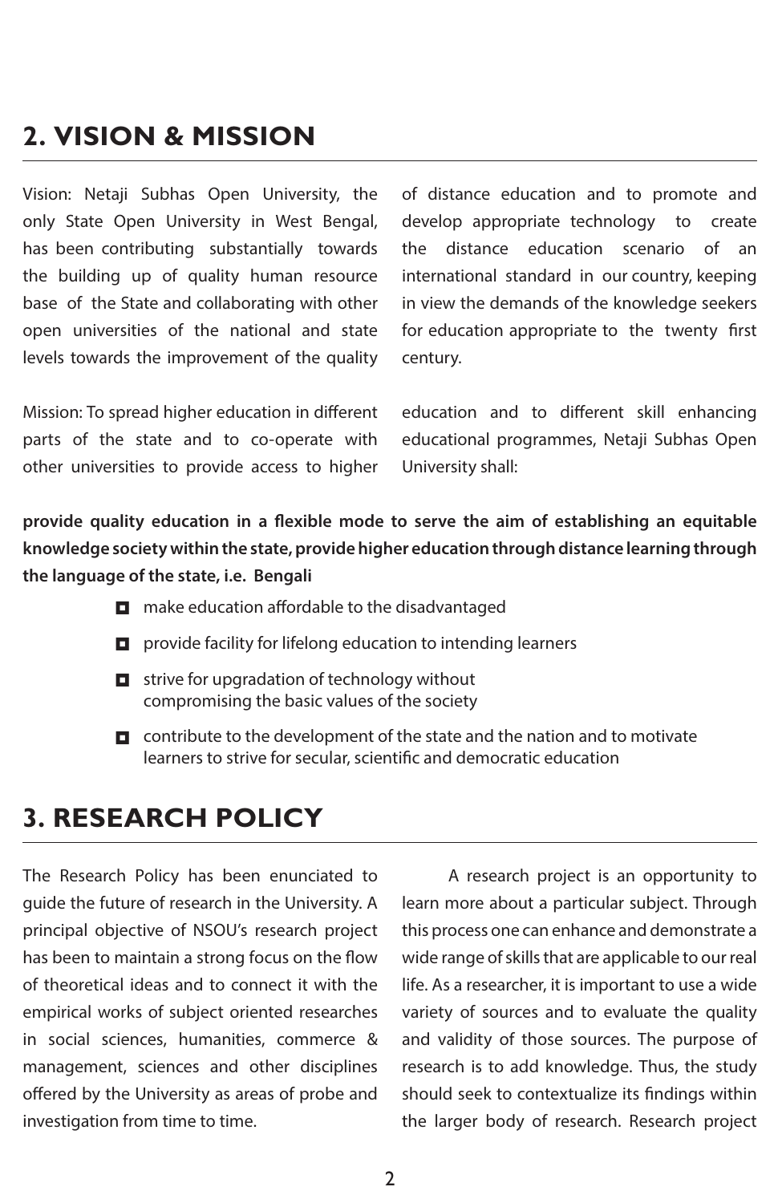## 2. VISION & MISSION

Vision: Netaji Subhas Open University, the only State Open University in West Bengal, has been contributing substantially towards the building up of quality human resource base of the State and collaborating with other open universities of the national and state levels towards the improvement of the quality of distance education and to promote and develop appropriate technology to create the distance education scenario of an international standard in our country, keeping in view the demands of the knowledge seekers for education appropriate to the twenty first century.

Mission: To spread higher education in different parts of the state and to co-operate with other universities to provide access to higher education and to different skill enhancing educational programmes, Netaji Subhas Open University shall:

**provide quality education in a flexible mode to serve the aim of establishing an equitable knowledge society within the state, provide higher education through distance learning through the language of the state, i.e. Bengali**

- make education affordable to the disadvantaged
- provide facility for lifelong education to intending learners
- strive for upgradation of technology without compromising the basic values of the society
- contribute to the development of the state and the nation and to motivate learners to strive for secular, scientific and democratic education

## 3. RESEARCH POLICY

The Research Policy has been enunciated to guide the future of research in the University. A principal objective of NSOU's research project has been to maintain a strong focus on the flow of theoretical ideas and to connect it with the empirical works of subject oriented researches in social sciences, humanities, commerce & management, sciences and other disciplines offered by the University as areas of probe and investigation from time to time.

A research project is an opportunity to learn more about a particular subject. Through this process one can enhance and demonstrate a wide range of skills that are applicable to our real life. As a researcher, it is important to use a wide variety of sources and to evaluate the quality and validity of those sources. The purpose of research is to add knowledge. Thus, the study should seek to contextualize its findings within the larger body of research. Research project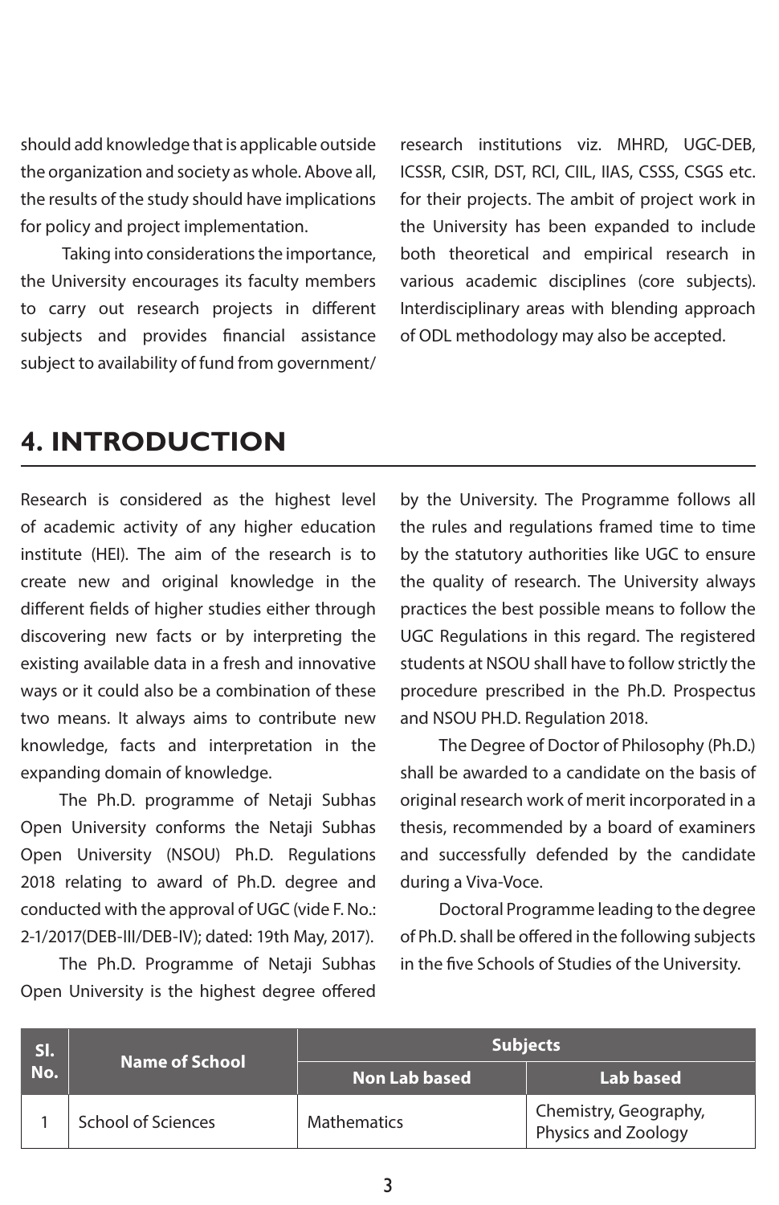should add knowledge that is applicable outside the organization and society as whole. Above all, the results of the study should have implications for policy and project implementation.

Taking into considerations the importance, the University encourages its faculty members to carry out research projects in different subjects and provides financial assistance subject to availability of fund from government/ research institutions viz. MHRD, UGC-DEB, ICSSR, CSIR, DST, RCI, CIIL, IIAS, CSSS, CSGS etc. for their projects. The ambit of project work in the University has been expanded to include both theoretical and empirical research in various academic disciplines (core subjects). Interdisciplinary areas with blending approach of ODL methodology may also be accepted.

# 4. INTRODUCTION

Research is considered as the highest level of academic activity of any higher education institute (HEI). The aim of the research is to create new and original knowledge in the different fields of higher studies either through discovering new facts or by interpreting the existing available data in a fresh and innovative ways or it could also be a combination of these two means. It always aims to contribute new knowledge, facts and interpretation in the expanding domain of knowledge.

The Ph.D. programme of Netaji Subhas Open University conforms the Netaji Subhas Open University (NSOU) Ph.D. Regulations 2018 relating to award of Ph.D. degree and conducted with the approval of UGC (vide F. No.: 2-1/2017(DEB-III/DEB-IV); dated: 19th May, 2017).

The Ph.D. Programme of Netaji Subhas Open University is the highest degree offered by the University. The Programme follows all the rules and regulations framed time to time by the statutory authorities like UGC to ensure the quality of research. The University always practices the best possible means to follow the UGC Regulations in this regard. The registered students at NSOU shall have to follow strictly the procedure prescribed in the Ph.D. Prospectus and NSOU PH.D. Regulation 2018.

The Degree of Doctor of Philosophy (Ph.D.) shall be awarded to a candidate on the basis of original research work of merit incorporated in a thesis, recommended by a board of examiners and successfully defended by the candidate during a Viva-Voce.

Doctoral Programme leading to the degree of Ph.D. shall be offered in the following subjects in the five Schools of Studies of the University.

| Sl. No. | Name of School | Subjects | |
|---|---|---|---|
| | | Non Lab based | Lab based |
| 1 | School of Sciences | Mathematics | Chemistry, Geography, Physics and Zoology |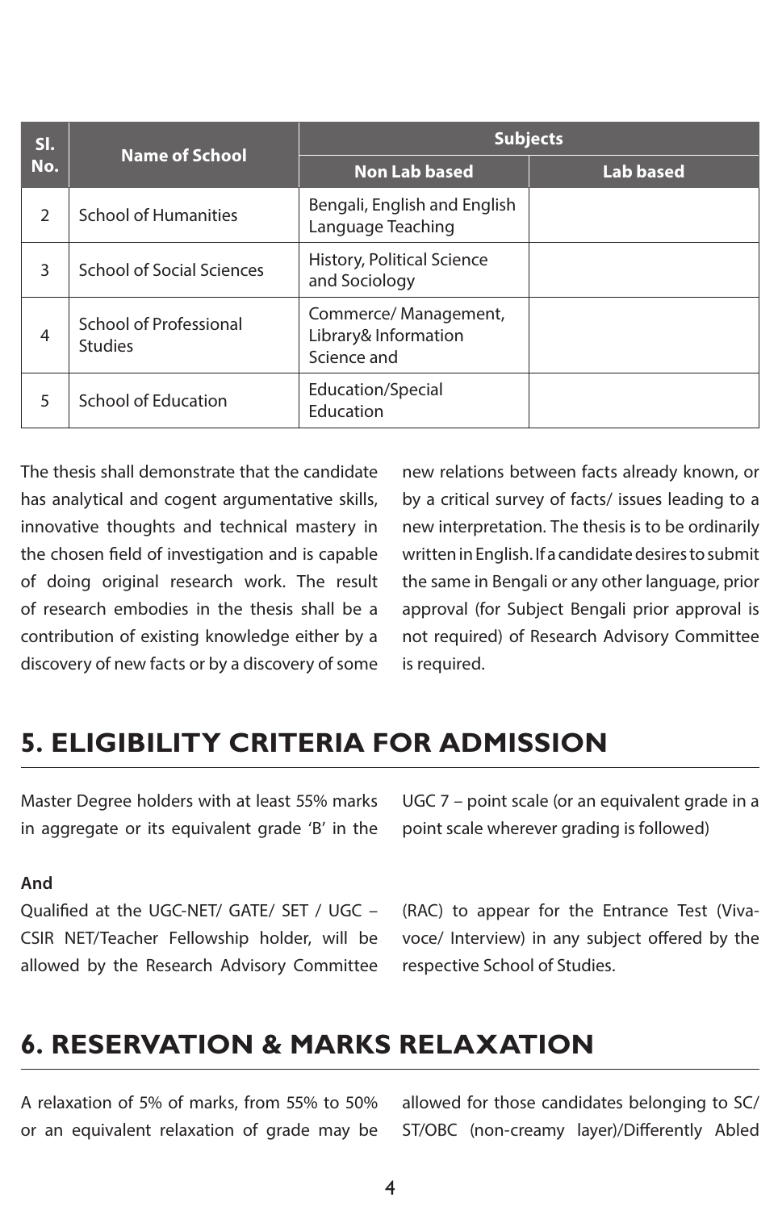| Sl. No. | Name of School | Subjects | |
|---|---|---|---|
| | | Non Lab based | Lab based |
| 2 | School of Humanities | Bengali, English and English Language Teaching | |
| 3 | School of Social Sciences | History, Political Science and Sociology | |
| 4 | School of Professional Studies | Commerce/ Management, Library& Information Science and | |
| 5 | School of Education | Education/Special Education | |

The thesis shall demonstrate that the candidate has analytical and cogent argumentative skills, innovative thoughts and technical mastery in the chosen field of investigation and is capable of doing original research work. The result of research embodies in the thesis shall be a contribution of existing knowledge either by a discovery of new facts or by a discovery of some new relations between facts already known, or by a critical survey of facts/ issues leading to a new interpretation. The thesis is to be ordinarily written in English. If a candidate desires to submit the same in Bengali or any other language, prior approval (for Subject Bengali prior approval is not required) of Research Advisory Committee is required.

## 5. ELIGIBILITY CRITERIA FOR ADMISSION

Master Degree holders with at least 55% marks in aggregate or its equivalent grade 'B' in the UGC 7 – point scale (or an equivalent grade in a point scale wherever grading is followed)

**And**

Qualified at the UGC-NET/ GATE/ SET / UGC – CSIR NET/Teacher Fellowship holder, will be allowed by the Research Advisory Committee (RAC) to appear for the Entrance Test (Viva-voce/ Interview) in any subject offered by the respective School of Studies.

## 6. RESERVATION & MARKS RELAXATION

A relaxation of 5% of marks, from 55% to 50% or an equivalent relaxation of grade may be allowed for those candidates belonging to SC/ ST/OBC (non-creamy layer)/Differently Abled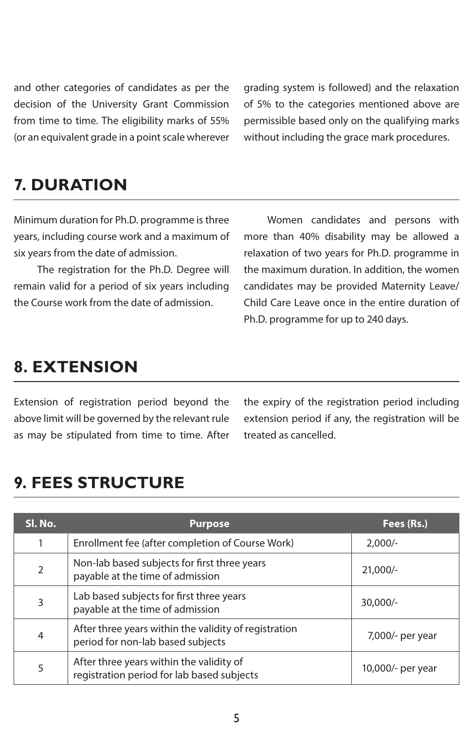and other categories of candidates as per the decision of the University Grant Commission from time to time. The eligibility marks of 55% (or an equivalent grade in a point scale wherever grading system is followed) and the relaxation of 5% to the categories mentioned above are permissible based only on the qualifying marks without including the grace mark procedures.

## 7. DURATION

Minimum duration for Ph.D. programme is three years, including course work and a maximum of six years from the date of admission.

The registration for the Ph.D. Degree will remain valid for a period of six years including the Course work from the date of admission.

Women candidates and persons with more than 40% disability may be allowed a relaxation of two years for Ph.D. programme in the maximum duration. In addition, the women candidates may be provided Maternity Leave/ Child Care Leave once in the entire duration of Ph.D. programme for up to 240 days.

## 8. EXTENSION

Extension of registration period beyond the above limit will be governed by the relevant rule as may be stipulated from time to time. After the expiry of the registration period including extension period if any, the registration will be treated as cancelled.

## 9. FEES STRUCTURE

| Sl. No. | Purpose | Fees (Rs.) |
|---|---|---|
| 1 | Enrollment fee (after completion of Course Work) | 2,000/- |
| 2 | Non-lab based subjects for first three years payable at the time of admission | 21,000/- |
| 3 | Lab based subjects for first three years payable at the time of admission | 30,000/- |
| 4 | After three years within the validity of registration period for non-lab based subjects | 7,000/- per year |
| 5 | After three years within the validity of registration period for lab based subjects | 10,000/- per year |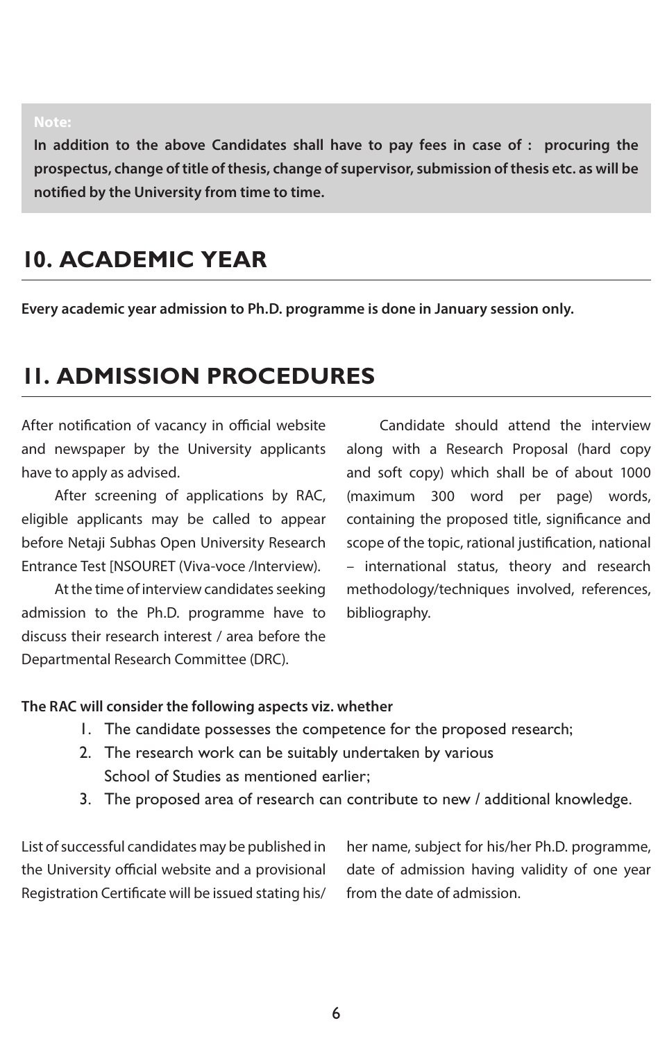**Note:**

**In addition to the above Candidates shall have to pay fees in case of : procuring the prospectus, change of title of thesis, change of supervisor, submission of thesis etc. as will be notified by the University from time to time.**

## 10. ACADEMIC YEAR

**Every academic year admission to Ph.D. programme is done in January session only.**

## 11. ADMISSION PROCEDURES

After notification of vacancy in official website and newspaper by the University applicants have to apply as advised.

After screening of applications by RAC, eligible applicants may be called to appear before Netaji Subhas Open University Research Entrance Test [NSOURET (Viva-voce /Interview).

At the time of interview candidates seeking admission to the Ph.D. programme have to discuss their research interest / area before the Departmental Research Committee (DRC).

Candidate should attend the interview along with a Research Proposal (hard copy and soft copy) which shall be of about 1000 (maximum 300 word per page) words, containing the proposed title, significance and scope of the topic, rational justification, national – international status, theory and research methodology/techniques involved, references, bibliography.

**The RAC will consider the following aspects viz. whether**

1. The candidate possesses the competence for the proposed research;
2. The research work can be suitably undertaken by various School of Studies as mentioned earlier;
3. The proposed area of research can contribute to new / additional knowledge.

List of successful candidates may be published in the University official website and a provisional Registration Certificate will be issued stating his/her name, subject for his/her Ph.D. programme, date of admission having validity of one year from the date of admission.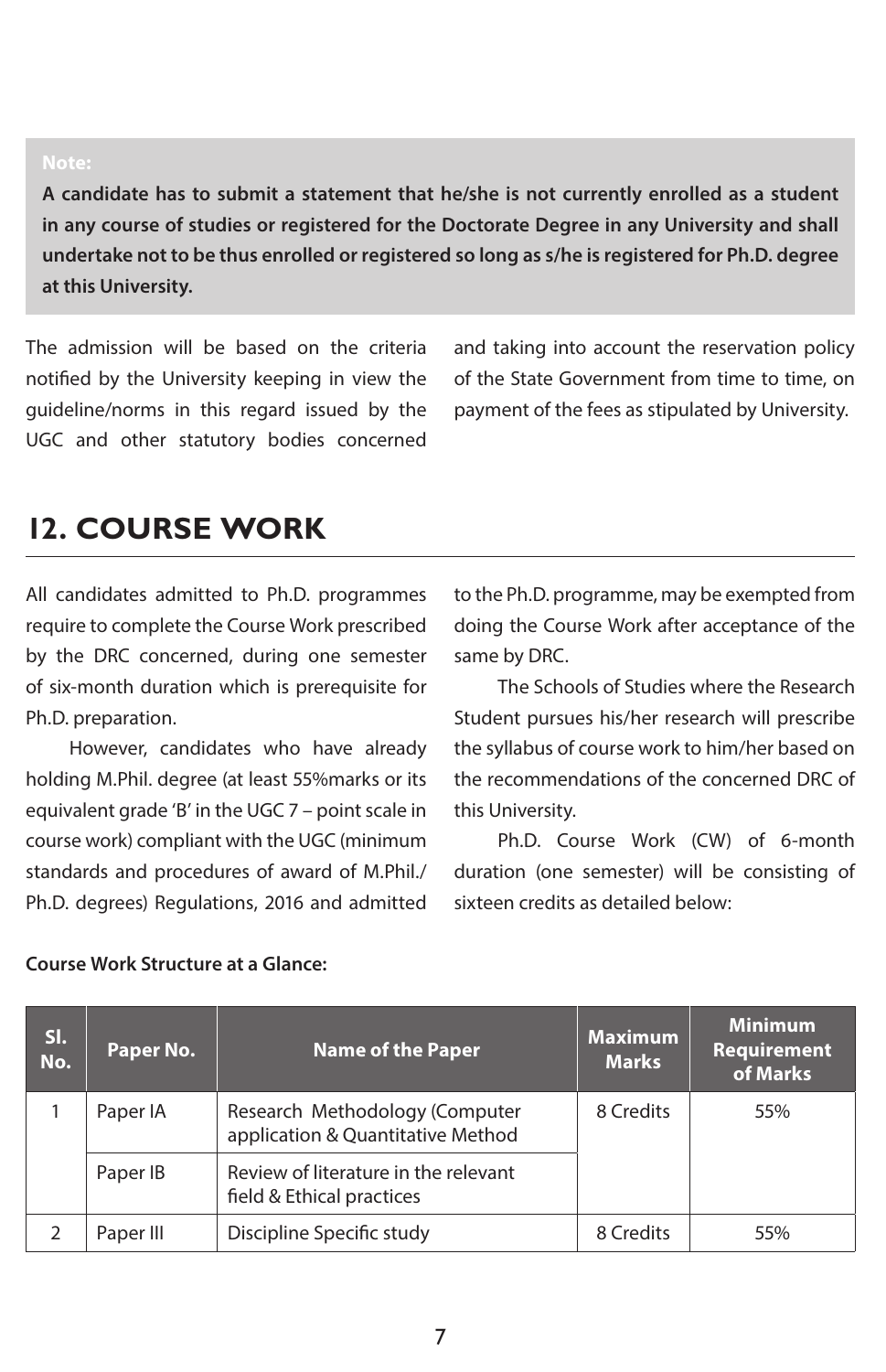**Note:**

**A candidate has to submit a statement that he/she is not currently enrolled as a student in any course of studies or registered for the Doctorate Degree in any University and shall undertake not to be thus enrolled or registered so long as s/he is registered for Ph.D. degree at this University.**

The admission will be based on the criteria notified by the University keeping in view the guideline/norms in this regard issued by the UGC and other statutory bodies concerned and taking into account the reservation policy of the State Government from time to time, on payment of the fees as stipulated by University.

## 12. COURSE WORK

All candidates admitted to Ph.D. programmes require to complete the Course Work prescribed by the DRC concerned, during one semester of six-month duration which is prerequisite for Ph.D. preparation.

However, candidates who have already holding M.Phil. degree (at least 55%marks or its equivalent grade 'B' in the UGC 7 – point scale in course work) compliant with the UGC (minimum standards and procedures of award of M.Phil./ Ph.D. degrees) Regulations, 2016 and admitted to the Ph.D. programme, may be exempted from doing the Course Work after acceptance of the same by DRC.

The Schools of Studies where the Research Student pursues his/her research will prescribe the syllabus of course work to him/her based on the recommendations of the concerned DRC of this University.

Ph.D. Course Work (CW) of 6-month duration (one semester) will be consisting of sixteen credits as detailed below:

**Course Work Structure at a Glance:**

| Sl. No. | Paper No. | Name of the Paper | Maximum Marks | Minimum Requirement of Marks |
|---|---|---|---|---|
| 1 | Paper IA | Research Methodology (Computer application & Quantitative Method | 8 Credits | 55% |
| | Paper IB | Review of literature in the relevant field & Ethical practices | | |
| 2 | Paper III | Discipline Specific study | 8 Credits | 55% |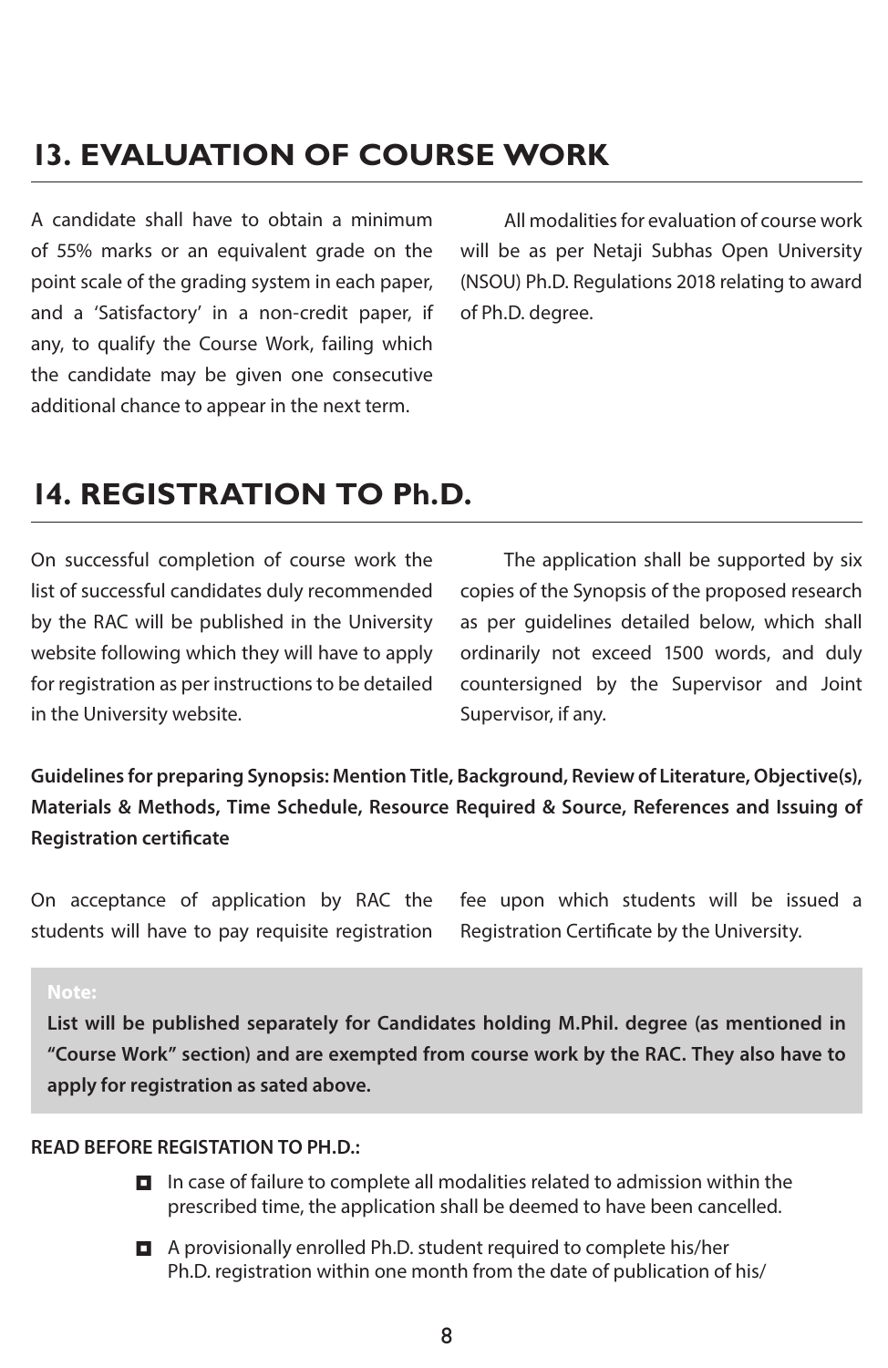## 13. EVALUATION OF COURSE WORK

A candidate shall have to obtain a minimum of 55% marks or an equivalent grade on the point scale of the grading system in each paper, and a 'Satisfactory' in a non-credit paper, if any, to qualify the Course Work, failing which the candidate may be given one consecutive additional chance to appear in the next term.

All modalities for evaluation of course work will be as per Netaji Subhas Open University (NSOU) Ph.D. Regulations 2018 relating to award of Ph.D. degree.

## 14. REGISTRATION TO Ph.D.

On successful completion of course work the list of successful candidates duly recommended by the RAC will be published in the University website following which they will have to apply for registration as per instructions to be detailed in the University website.

The application shall be supported by six copies of the Synopsis of the proposed research as per guidelines detailed below, which shall ordinarily not exceed 1500 words, and duly countersigned by the Supervisor and Joint Supervisor, if any.

**Guidelines for preparing Synopsis: Mention Title, Background, Review of Literature, Objective(s), Materials & Methods, Time Schedule, Resource Required & Source, References and Issuing of Registration certificate**

On acceptance of application by RAC the students will have to pay requisite registration fee upon which students will be issued a Registration Certificate by the University.

**Note:**

**List will be published separately for Candidates holding M.Phil. degree (as mentioned in "Course Work" section) and are exempted from course work by the RAC. They also have to apply for registration as sated above.**

**READ BEFORE REGISTATION TO PH.D.:**

- In case of failure to complete all modalities related to admission within the prescribed time, the application shall be deemed to have been cancelled.
- A provisionally enrolled Ph.D. student required to complete his/her Ph.D. registration within one month from the date of publication of his/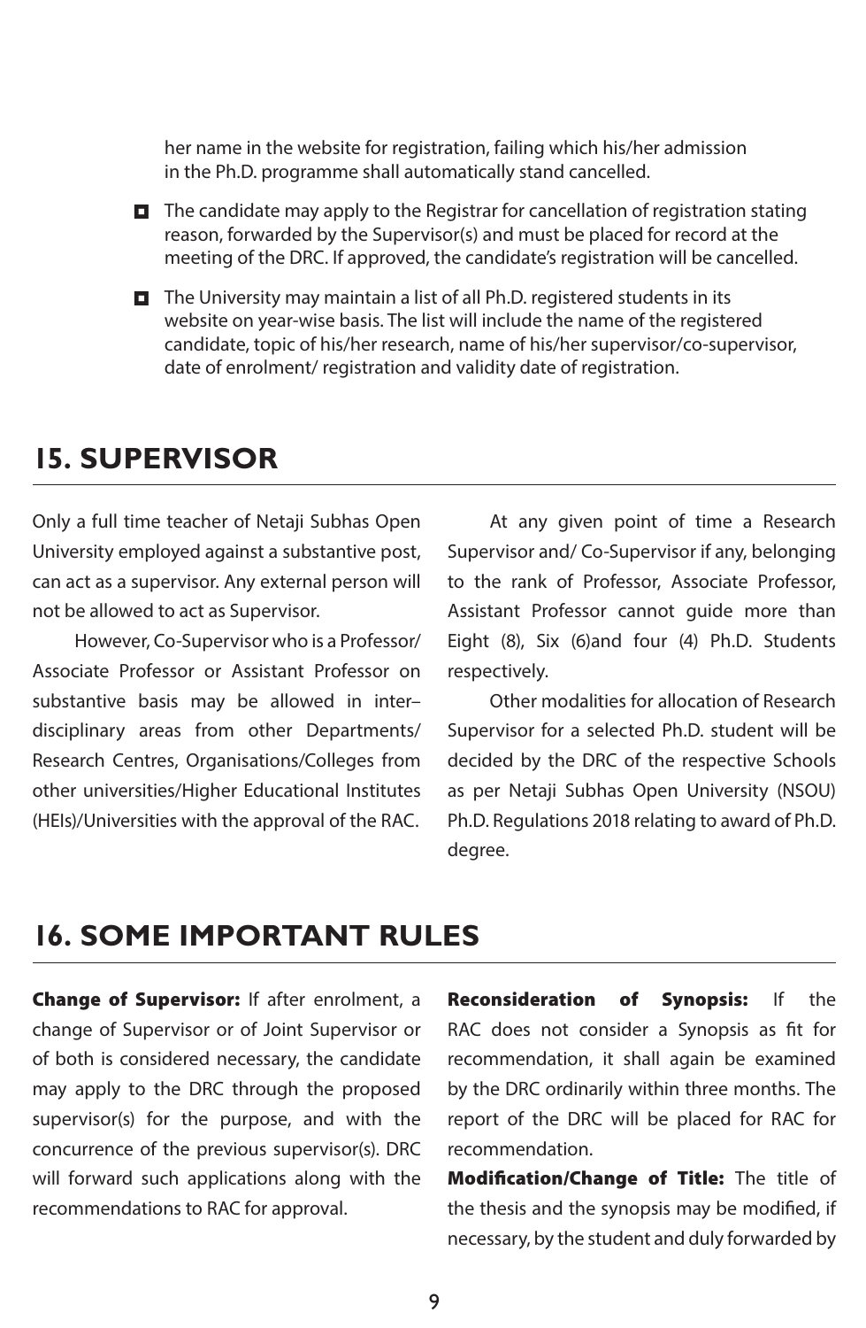her name in the website for registration, failing which his/her admission in the Ph.D. programme shall automatically stand cancelled.

- The candidate may apply to the Registrar for cancellation of registration stating reason, forwarded by the Supervisor(s) and must be placed for record at the meeting of the DRC. If approved, the candidate's registration will be cancelled.
- The University may maintain a list of all Ph.D. registered students in its website on year-wise basis. The list will include the name of the registered candidate, topic of his/her research, name of his/her supervisor/co-supervisor, date of enrolment/ registration and validity date of registration.

## 15. SUPERVISOR

Only a full time teacher of Netaji Subhas Open University employed against a substantive post, can act as a supervisor. Any external person will not be allowed to act as Supervisor.

However, Co-Supervisor who is a Professor/ Associate Professor or Assistant Professor on substantive basis may be allowed in inter–disciplinary areas from other Departments/ Research Centres, Organisations/Colleges from other universities/Higher Educational Institutes (HEIs)/Universities with the approval of the RAC.

At any given point of time a Research Supervisor and/ Co-Supervisor if any, belonging to the rank of Professor, Associate Professor, Assistant Professor cannot guide more than Eight (8), Six (6)and four (4) Ph.D. Students respectively.

Other modalities for allocation of Research Supervisor for a selected Ph.D. student will be decided by the DRC of the respective Schools as per Netaji Subhas Open University (NSOU) Ph.D. Regulations 2018 relating to award of Ph.D. degree.

## 16. SOME IMPORTANT RULES

**Change of Supervisor:** If after enrolment, a change of Supervisor or of Joint Supervisor or of both is considered necessary, the candidate may apply to the DRC through the proposed supervisor(s) for the purpose, and with the concurrence of the previous supervisor(s). DRC will forward such applications along with the recommendations to RAC for approval.

**Reconsideration of Synopsis:** If the RAC does not consider a Synopsis as fit for recommendation, it shall again be examined by the DRC ordinarily within three months. The report of the DRC will be placed for RAC for recommendation.

**Modification/Change of Title:** The title of the thesis and the synopsis may be modified, if necessary, by the student and duly forwarded by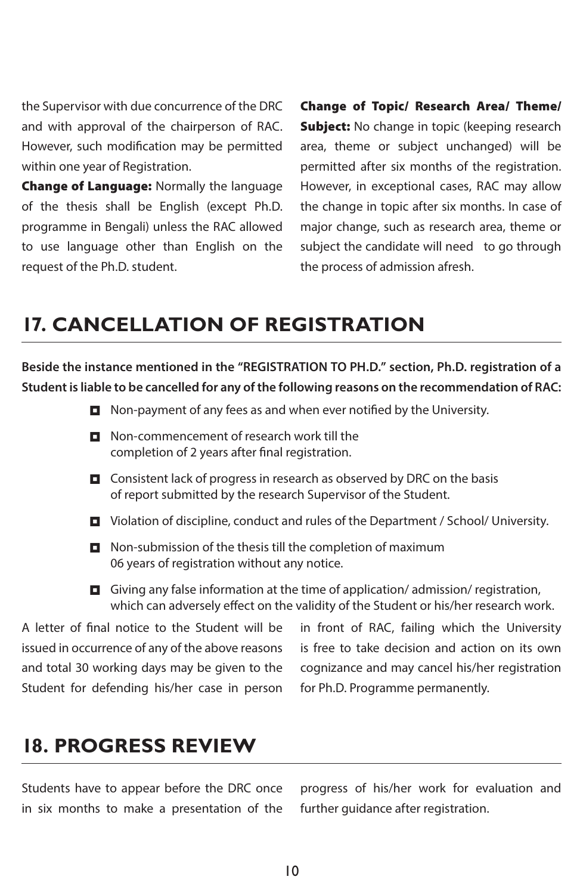the Supervisor with due concurrence of the DRC and with approval of the chairperson of RAC. However, such modification may be permitted within one year of Registration.

**Change of Language:** Normally the language of the thesis shall be English (except Ph.D. programme in Bengali) unless the RAC allowed to use language other than English on the request of the Ph.D. student.

**Change of Topic/ Research Area/ Theme/ Subject:** No change in topic (keeping research area, theme or subject unchanged) will be permitted after six months of the registration. However, in exceptional cases, RAC may allow the change in topic after six months. In case of major change, such as research area, theme or subject the candidate will need to go through the process of admission afresh.

## 17. CANCELLATION OF REGISTRATION

**Beside the instance mentioned in the "REGISTRATION TO PH.D." section, Ph.D. registration of a Student is liable to be cancelled for any of the following reasons on the recommendation of RAC:**

- Non-payment of any fees as and when ever notified by the University.
- Non-commencement of research work till the completion of 2 years after final registration.
- Consistent lack of progress in research as observed by DRC on the basis of report submitted by the research Supervisor of the Student.
- Violation of discipline, conduct and rules of the Department / School/ University.
- Non-submission of the thesis till the completion of maximum 06 years of registration without any notice.
- Giving any false information at the time of application/ admission/ registration, which can adversely effect on the validity of the Student or his/her research work.

A letter of final notice to the Student will be issued in occurrence of any of the above reasons and total 30 working days may be given to the Student for defending his/her case in person in front of RAC, failing which the University is free to take decision and action on its own cognizance and may cancel his/her registration for Ph.D. Programme permanently.

## 18. PROGRESS REVIEW

Students have to appear before the DRC once in six months to make a presentation of the progress of his/her work for evaluation and further guidance after registration.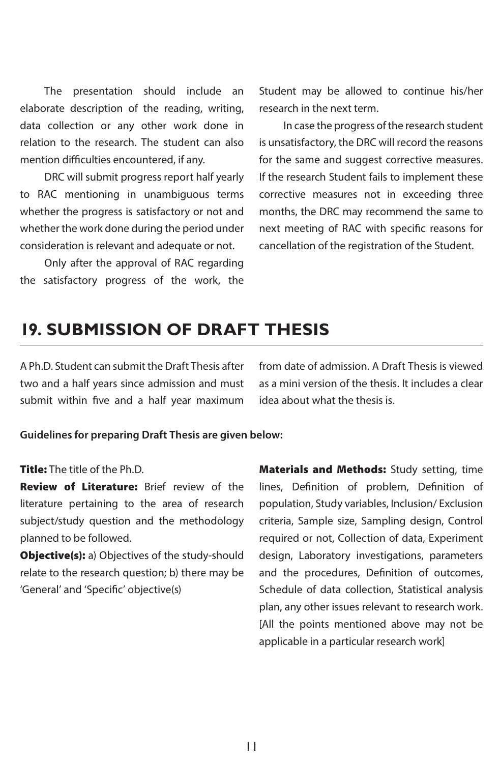The presentation should include an elaborate description of the reading, writing, data collection or any other work done in relation to the research. The student can also mention difficulties encountered, if any.

DRC will submit progress report half yearly to RAC mentioning in unambiguous terms whether the progress is satisfactory or not and whether the work done during the period under consideration is relevant and adequate or not.

Only after the approval of RAC regarding the satisfactory progress of the work, the Student may be allowed to continue his/her research in the next term.

In case the progress of the research student is unsatisfactory, the DRC will record the reasons for the same and suggest corrective measures. If the research Student fails to implement these corrective measures not in exceeding three months, the DRC may recommend the same to next meeting of RAC with specific reasons for cancellation of the registration of the Student.

## 19. SUBMISSION OF DRAFT THESIS

A Ph.D. Student can submit the Draft Thesis after two and a half years since admission and must submit within five and a half year maximum from date of admission. A Draft Thesis is viewed as a mini version of the thesis. It includes a clear idea about what the thesis is.

**Guidelines for preparing Draft Thesis are given below:**

**Title:** The title of the Ph.D.

**Review of Literature:** Brief review of the literature pertaining to the area of research subject/study question and the methodology planned to be followed.

**Objective(s):** a) Objectives of the study-should relate to the research question; b) there may be 'General' and 'Specific' objective(s)

**Materials and Methods:** Study setting, time lines, Definition of problem, Definition of population, Study variables, Inclusion/ Exclusion criteria, Sample size, Sampling design, Control required or not, Collection of data, Experiment design, Laboratory investigations, parameters and the procedures, Definition of outcomes, Schedule of data collection, Statistical analysis plan, any other issues relevant to research work. [All the points mentioned above may not be applicable in a particular research work]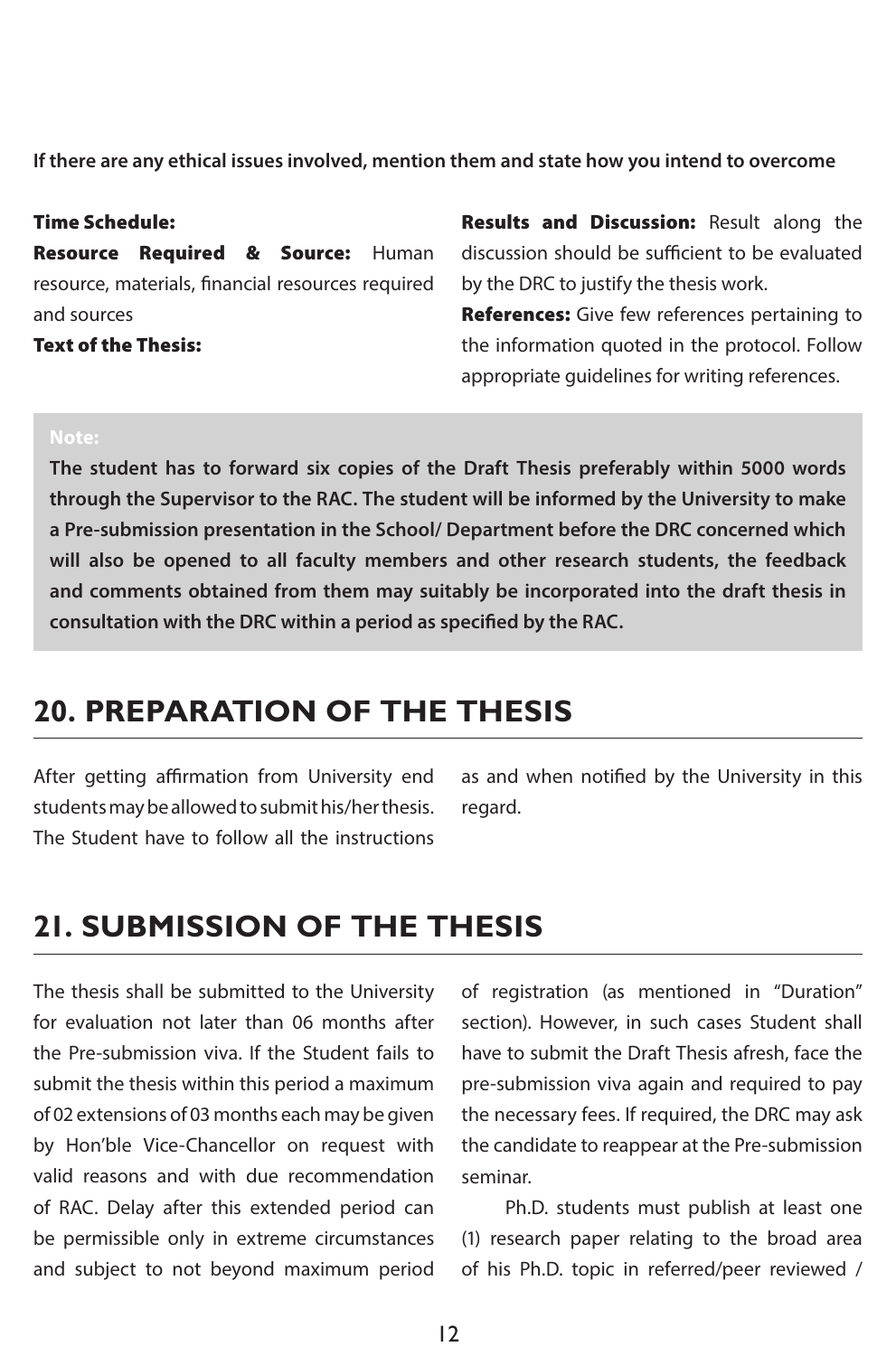**If there are any ethical issues involved, mention them and state how you intend to overcome**

**Time Schedule:**

**Resource Required & Source:** Human resource, materials, financial resources required and sources

**Text of the Thesis:**

**Results and Discussion:** Result along the discussion should be sufficient to be evaluated by the DRC to justify the thesis work.

**References:** Give few references pertaining to the information quoted in the protocol. Follow appropriate guidelines for writing references.

> **Note:**
>
> **The student has to forward six copies of the Draft Thesis preferably within 5000 words through the Supervisor to the RAC. The student will be informed by the University to make a Pre-submission presentation in the School/ Department before the DRC concerned which will also be opened to all faculty members and other research students, the feedback and comments obtained from them may suitably be incorporated into the draft thesis in consultation with the DRC within a period as specified by the RAC.**

## 20. PREPARATION OF THE THESIS

After getting affirmation from University end students may be allowed to submit his/her thesis. The Student have to follow all the instructions as and when notified by the University in this regard.

## 21. SUBMISSION OF THE THESIS

The thesis shall be submitted to the University for evaluation not later than 06 months after the Pre-submission viva. If the Student fails to submit the thesis within this period a maximum of 02 extensions of 03 months each may be given by Hon'ble Vice-Chancellor on request with valid reasons and with due recommendation of RAC. Delay after this extended period can be permissible only in extreme circumstances and subject to not beyond maximum period of registration (as mentioned in "Duration" section). However, in such cases Student shall have to submit the Draft Thesis afresh, face the pre-submission viva again and required to pay the necessary fees. If required, the DRC may ask the candidate to reappear at the Pre-submission seminar.

Ph.D. students must publish at least one (1) research paper relating to the broad area of his Ph.D. topic in referred/peer reviewed /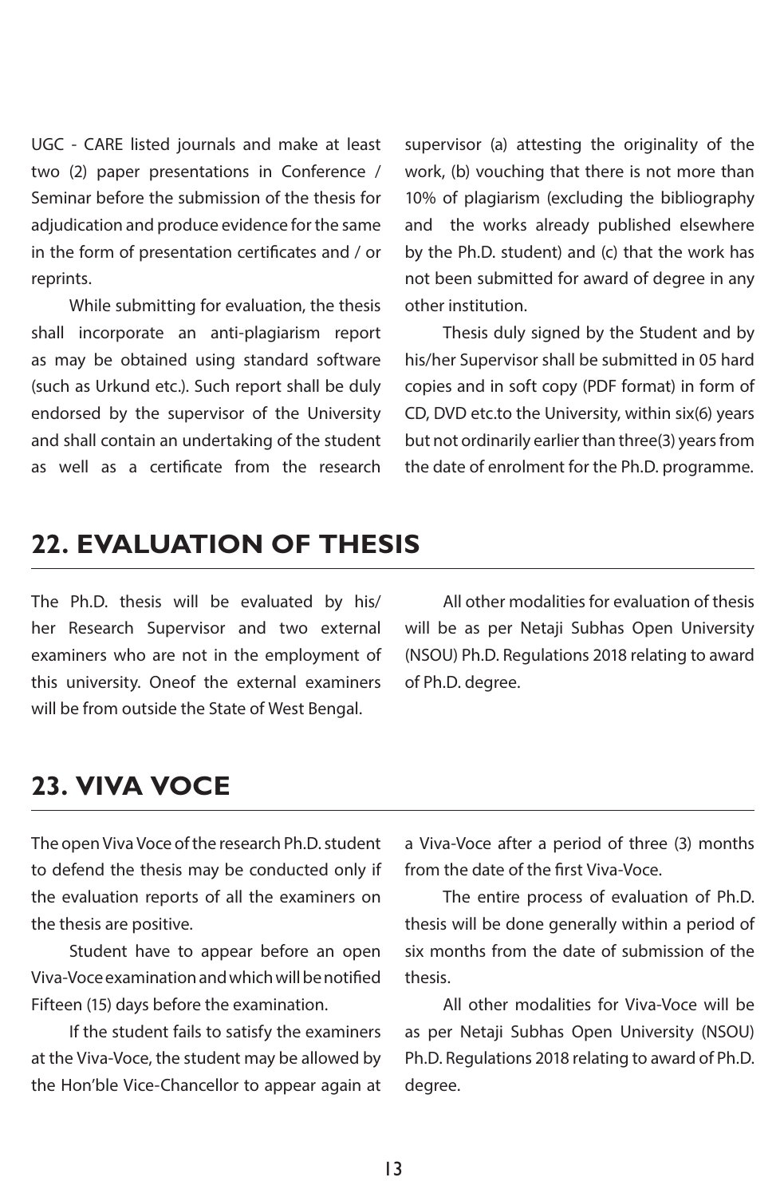UGC - CARE listed journals and make at least two (2) paper presentations in Conference / Seminar before the submission of the thesis for adjudication and produce evidence for the same in the form of presentation certificates and / or reprints.

While submitting for evaluation, the thesis shall incorporate an anti-plagiarism report as may be obtained using standard software (such as Urkund etc.). Such report shall be duly endorsed by the supervisor of the University and shall contain an undertaking of the student as well as a certificate from the research supervisor (a) attesting the originality of the work, (b) vouching that there is not more than 10% of plagiarism (excluding the bibliography and the works already published elsewhere by the Ph.D. student) and (c) that the work has not been submitted for award of degree in any other institution.

Thesis duly signed by the Student and by his/her Supervisor shall be submitted in 05 hard copies and in soft copy (PDF format) in form of CD, DVD etc.to the University, within six(6) years but not ordinarily earlier than three(3) years from the date of enrolment for the Ph.D. programme.

## 22. EVALUATION OF THESIS

The Ph.D. thesis will be evaluated by his/her Research Supervisor and two external examiners who are not in the employment of this university. Oneof the external examiners will be from outside the State of West Bengal.

All other modalities for evaluation of thesis will be as per Netaji Subhas Open University (NSOU) Ph.D. Regulations 2018 relating to award of Ph.D. degree.

## 23. VIVA VOCE

The open Viva Voce of the research Ph.D. student to defend the thesis may be conducted only if the evaluation reports of all the examiners on the thesis are positive.

Student have to appear before an open Viva-Voce examination and which will be notified Fifteen (15) days before the examination.

If the student fails to satisfy the examiners at the Viva-Voce, the student may be allowed by the Hon'ble Vice-Chancellor to appear again at a Viva-Voce after a period of three (3) months from the date of the first Viva-Voce.

The entire process of evaluation of Ph.D. thesis will be done generally within a period of six months from the date of submission of the thesis.

All other modalities for Viva-Voce will be as per Netaji Subhas Open University (NSOU) Ph.D. Regulations 2018 relating to award of Ph.D. degree.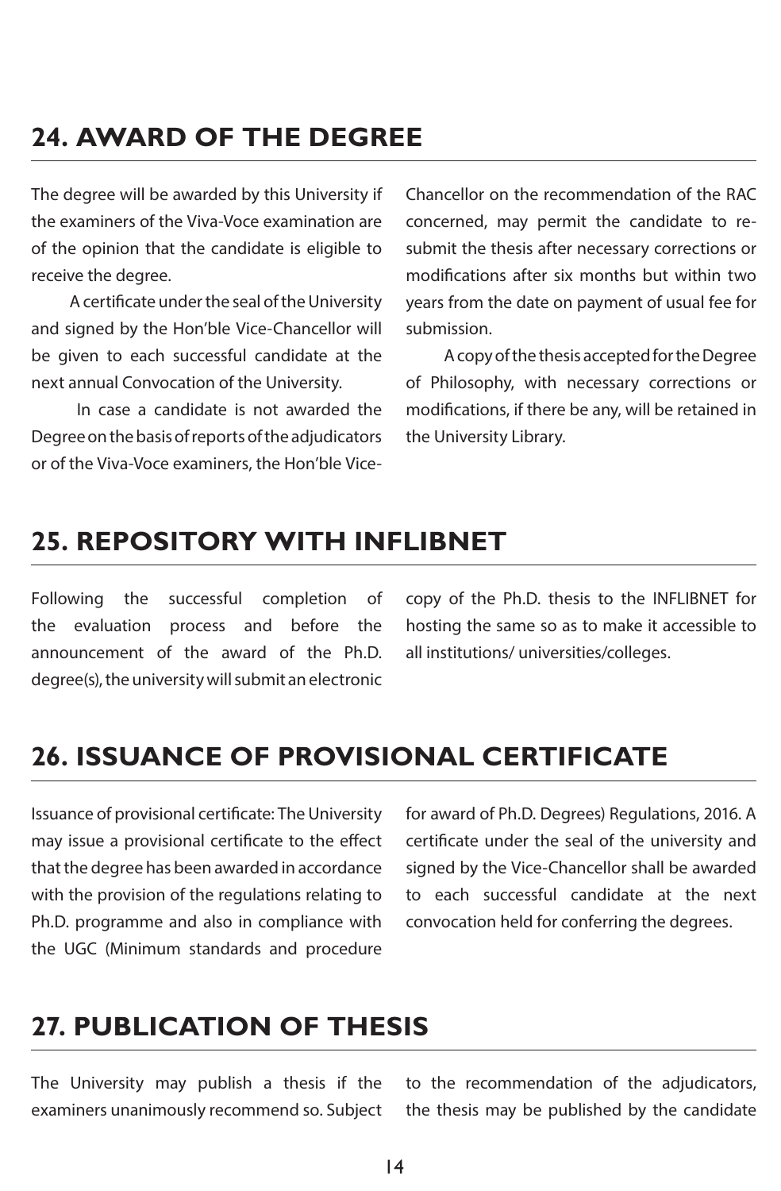## 24. AWARD OF THE DEGREE

The degree will be awarded by this University if the examiners of the Viva-Voce examination are of the opinion that the candidate is eligible to receive the degree.

A certificate under the seal of the University and signed by the Hon'ble Vice-Chancellor will be given to each successful candidate at the next annual Convocation of the University.

In case a candidate is not awarded the Degree on the basis of reports of the adjudicators or of the Viva-Voce examiners, the Hon'ble Vice-Chancellor on the recommendation of the RAC concerned, may permit the candidate to re-submit the thesis after necessary corrections or modifications after six months but within two years from the date on payment of usual fee for submission.

A copy of the thesis accepted for the Degree of Philosophy, with necessary corrections or modifications, if there be any, will be retained in the University Library.

## 25. REPOSITORY WITH INFLIBNET

Following the successful completion of the evaluation process and before the announcement of the award of the Ph.D. degree(s), the university will submit an electronic copy of the Ph.D. thesis to the INFLIBNET for hosting the same so as to make it accessible to all institutions/ universities/colleges.

## 26. ISSUANCE OF PROVISIONAL CERTIFICATE

Issuance of provisional certificate: The University may issue a provisional certificate to the effect that the degree has been awarded in accordance with the provision of the regulations relating to Ph.D. programme and also in compliance with the UGC (Minimum standards and procedure for award of Ph.D. Degrees) Regulations, 2016. A certificate under the seal of the university and signed by the Vice-Chancellor shall be awarded to each successful candidate at the next convocation held for conferring the degrees.

## 27. PUBLICATION OF THESIS

The University may publish a thesis if the examiners unanimously recommend so. Subject to the recommendation of the adjudicators, the thesis may be published by the candidate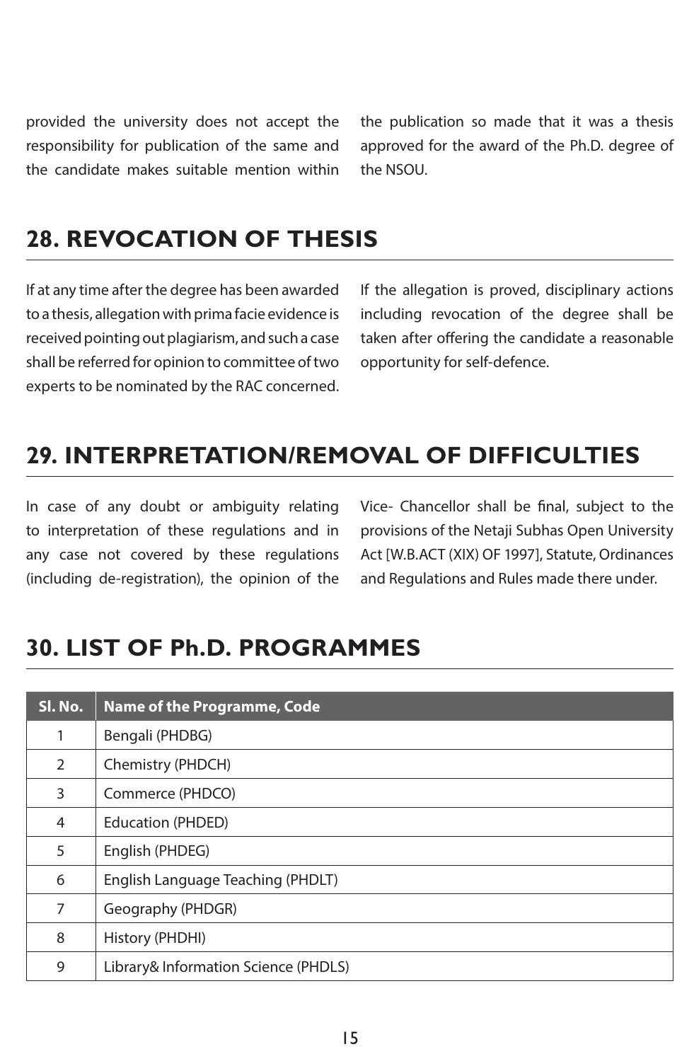provided the university does not accept the responsibility for publication of the same and the candidate makes suitable mention within the publication so made that it was a thesis approved for the award of the Ph.D. degree of the NSOU.

## 28. REVOCATION OF THESIS

If at any time after the degree has been awarded to a thesis, allegation with prima facie evidence is received pointing out plagiarism, and such a case shall be referred for opinion to committee of two experts to be nominated by the RAC concerned. If the allegation is proved, disciplinary actions including revocation of the degree shall be taken after offering the candidate a reasonable opportunity for self-defence.

## 29. INTERPRETATION/REMOVAL OF DIFFICULTIES

In case of any doubt or ambiguity relating to interpretation of these regulations and in any case not covered by these regulations (including de-registration), the opinion of the Vice- Chancellor shall be final, subject to the provisions of the Netaji Subhas Open University Act [W.B.ACT (XIX) OF 1997], Statute, Ordinances and Regulations and Rules made there under.

## 30. LIST OF Ph.D. PROGRAMMES

| Sl. No. | Name of the Programme, Code |
|---|---|
| 1 | Bengali (PHDBG) |
| 2 | Chemistry (PHDCH) |
| 3 | Commerce (PHDCO) |
| 4 | Education (PHDED) |
| 5 | English (PHDEG) |
| 6 | English Language Teaching (PHDLT) |
| 7 | Geography (PHDGR) |
| 8 | History (PHDHI) |
| 9 | Library& Information Science (PHDLS) |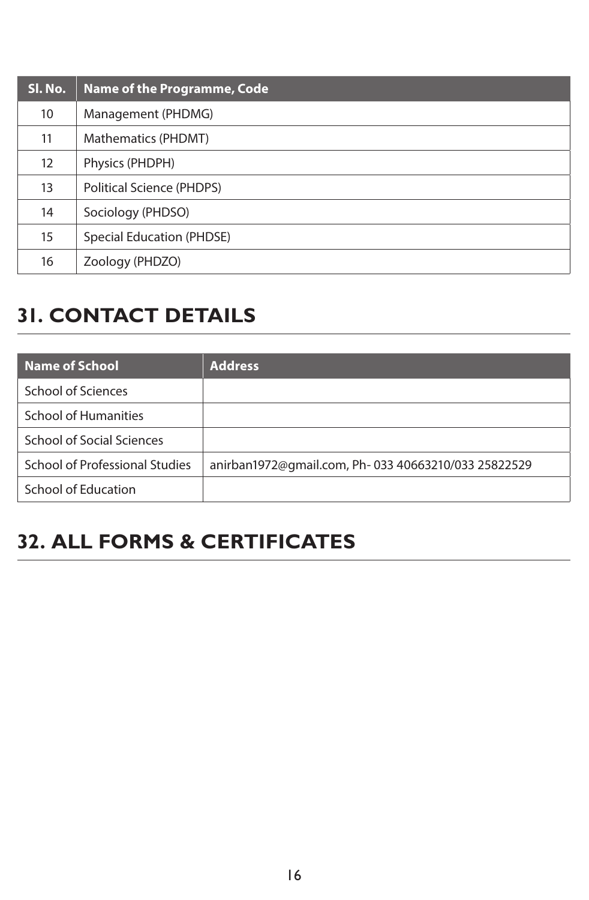| Sl. No. | Name of the Programme, Code |
|---|---|
| 10 | Management (PHDMG) |
| 11 | Mathematics (PHDMT) |
| 12 | Physics (PHDPH) |
| 13 | Political Science (PHDPS) |
| 14 | Sociology (PHDSO) |
| 15 | Special Education (PHDSE) |
| 16 | Zoology (PHDZO) |

## 31. CONTACT DETAILS

| Name of School | Address |
|---|---|
| School of Sciences | |
| School of Humanities | |
| School of Social Sciences | |
| School of Professional Studies | anirban1972@gmail.com, Ph- 033 40663210/033 25822529 |
| School of Education | |

## 32. ALL FORMS & CERTIFICATES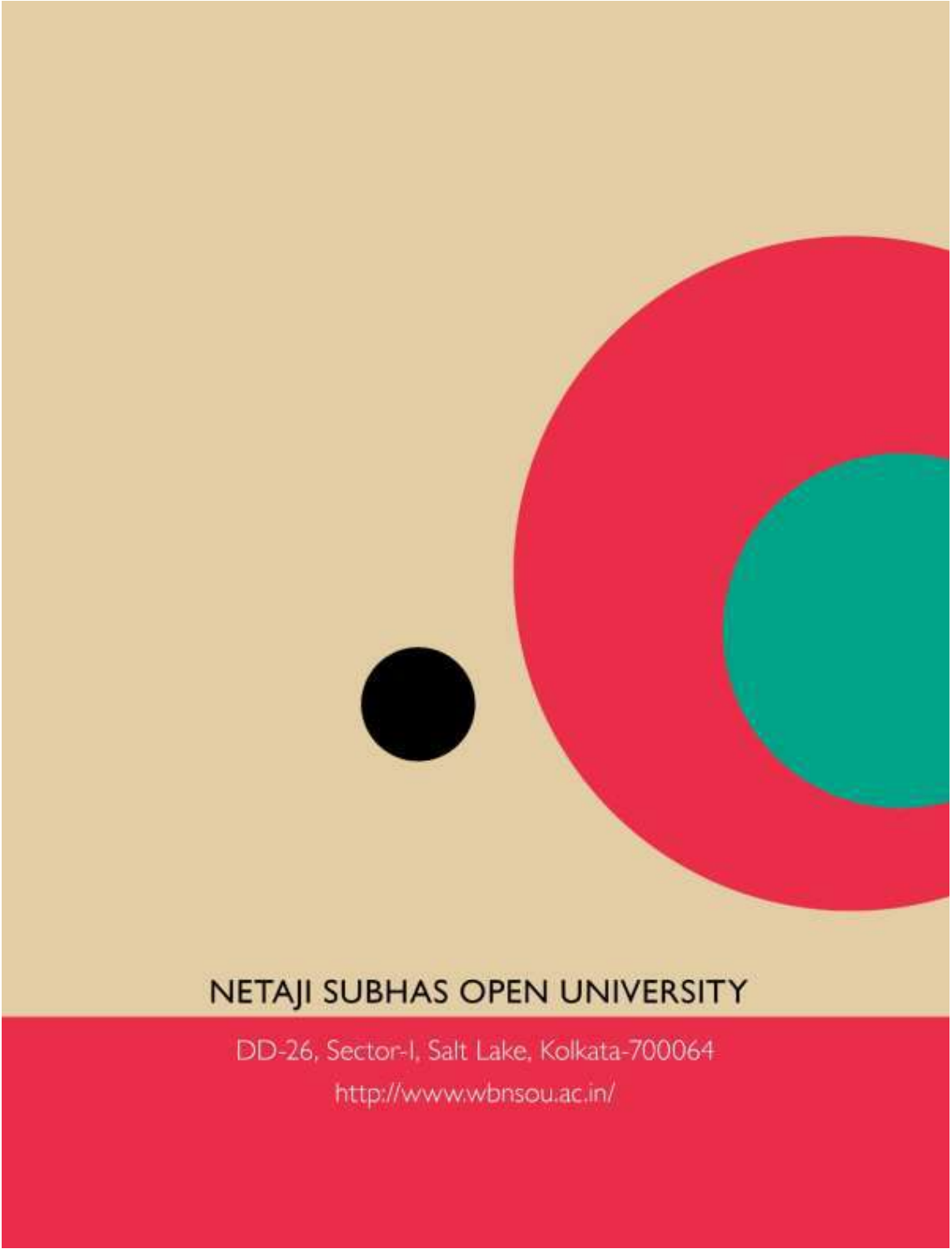NETAJI SUBHAS OPEN UNIVERSITY

DD-26, Sector-I, Salt Lake, Kolkata-700064

http://www.wbnsou.ac.in/